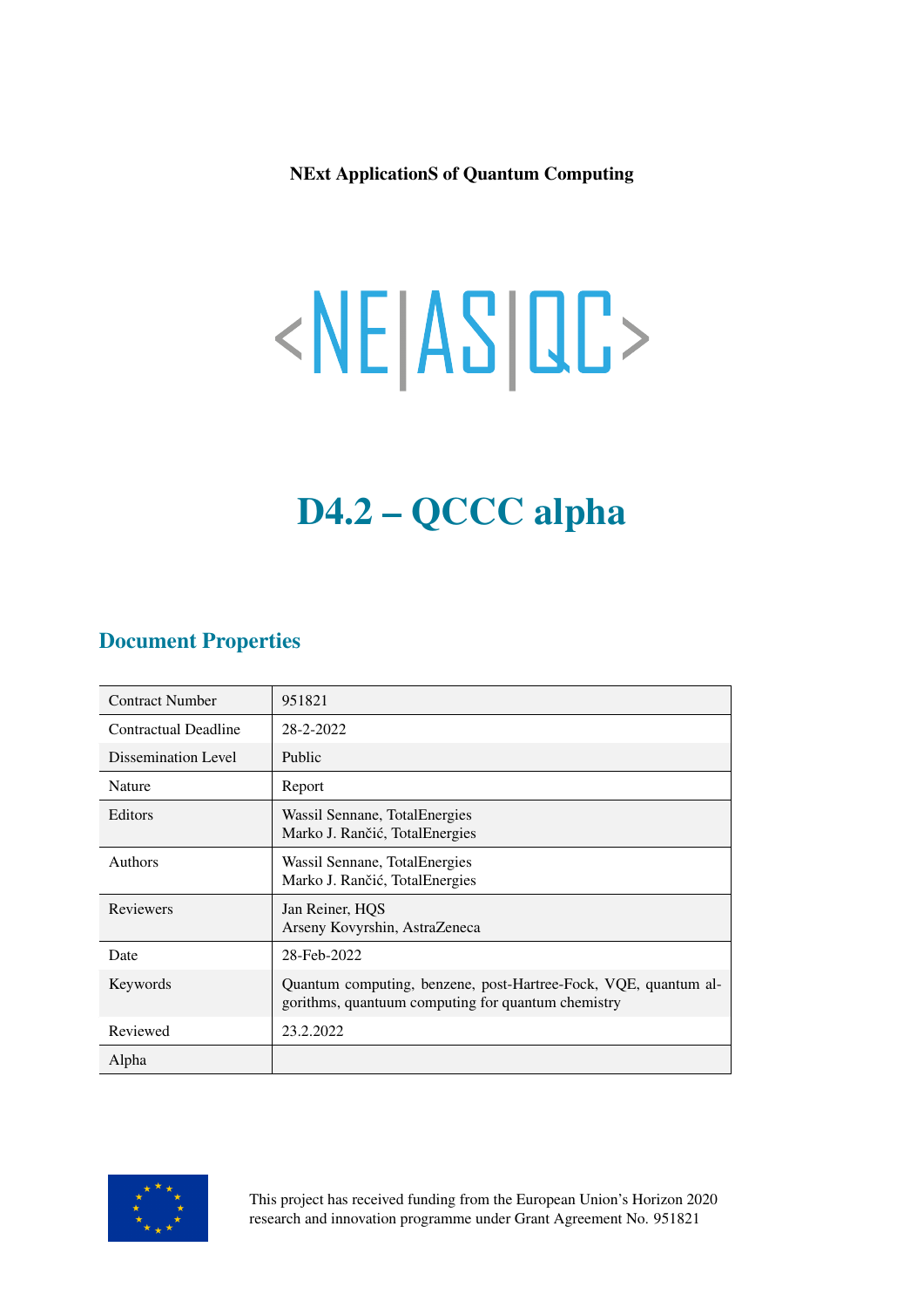**NExt ApplicationS of Quantum Computing**

<NE|AS|QC>

# D4.2 – QCCC alpha

## Document Properties

| Contract Number | 951821 |
|---|---|
| Contractual Deadline | 28-2-2022 |
| Dissemination Level | Public |
| Nature | Report |
| Editors | Wassil Sennane, TotalEnergies<br>Marko J. Rančić, TotalEnergies |
| Authors | Wassil Sennane, TotalEnergies<br>Marko J. Rančić, TotalEnergies |
| Reviewers | Jan Reiner, HQS<br>Arseny Kovyrshin, AstraZeneca |
| Date | 28-Feb-2022 |
| Keywords | Quantum computing, benzene, post-Hartree-Fock, VQE, quantum algorithms, quantuum computing for quantum chemistry |
| Reviewed | 23.2.2022 |
| Alpha | |

This project has received funding from the European Union's Horizon 2020 research and innovation programme under Grant Agreement No. 951821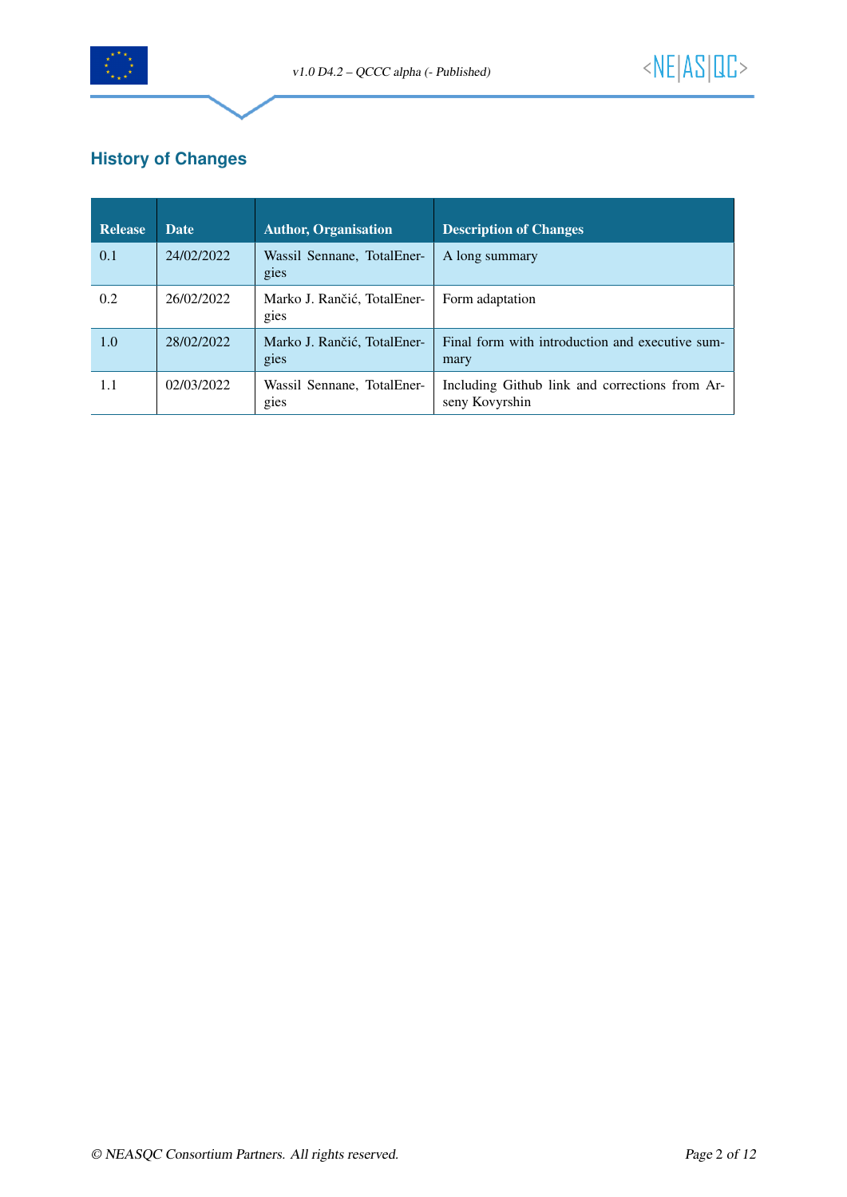## History of Changes

| Release | Date | Author, Organisation | Description of Changes |
|---|---|---|---|
| 0.1 | 24/02/2022 | Wassil Sennane, TotalEnergies | A long summary |
| 0.2 | 26/02/2022 | Marko J. Rančić, TotalEnergies | Form adaptation |
| 1.0 | 28/02/2022 | Marko J. Rančić, TotalEnergies | Final form with introduction and executive summary |
| 1.1 | 02/03/2022 | Wassil Sennane, TotalEnergies | Including Github link and corrections from Arseny Kovyrshin |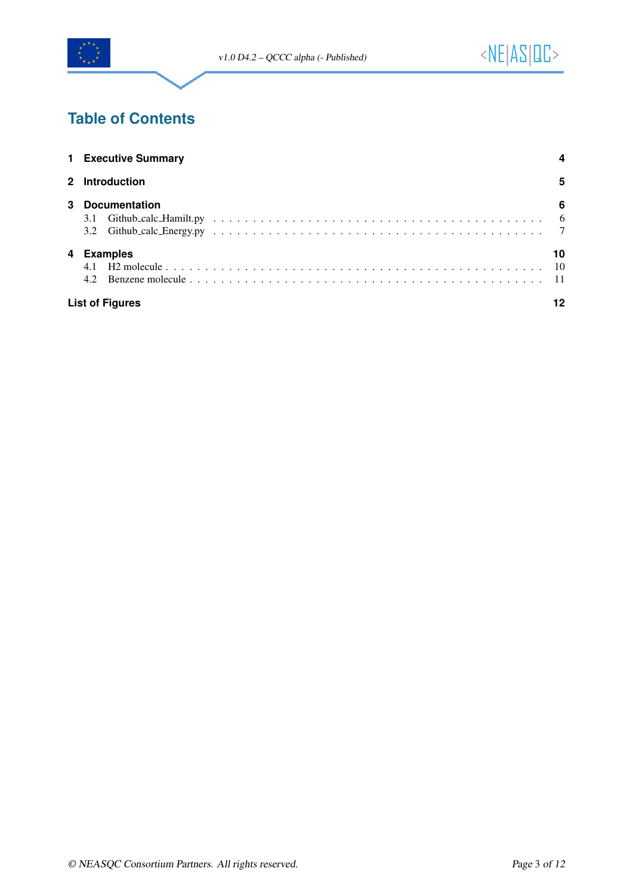# Table of Contents

1 Executive Summary 4

2 Introduction 5

3 Documentation 6
- 3.1 Github_calc_Hamilt.py 6
- 3.2 Github_calc_Energy.py 7

4 Examples 10
- 4.1 H2 molecule 10
- 4.2 Benzene molecule 11

List of Figures 12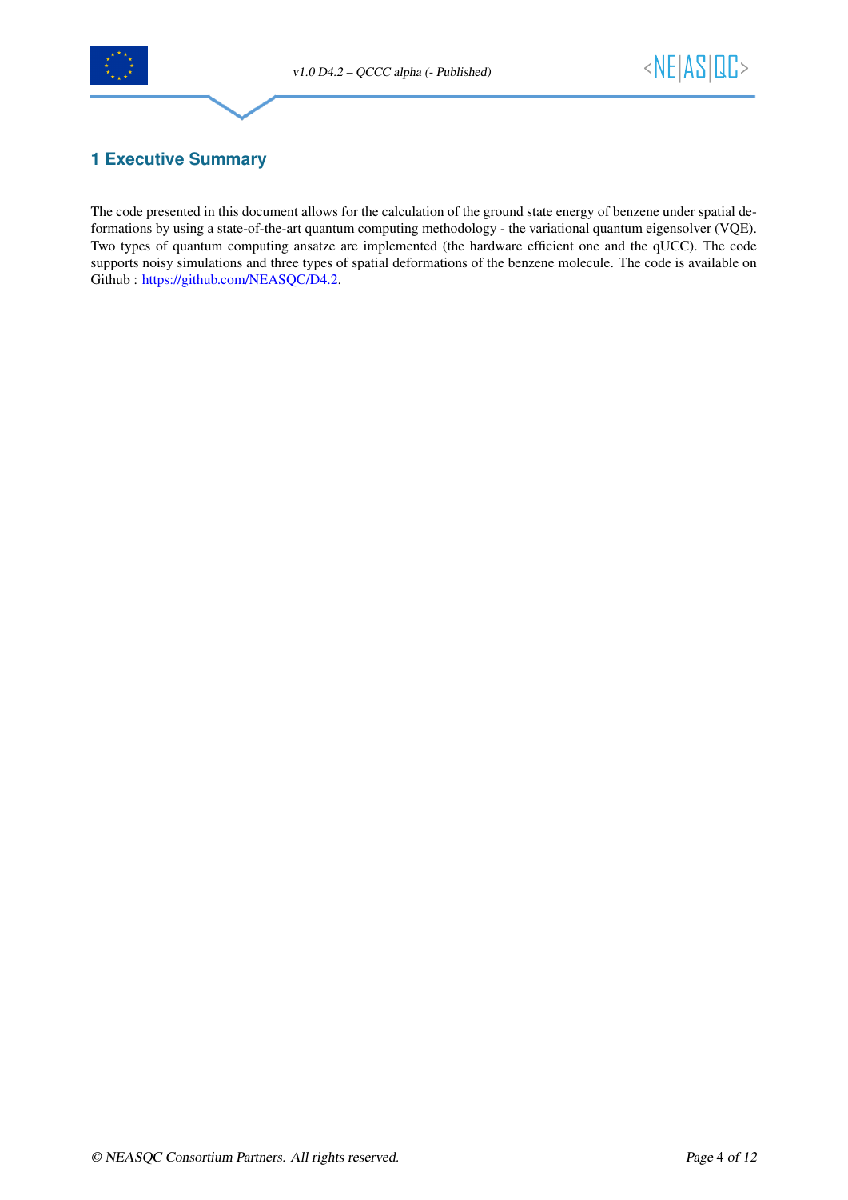# 1 Executive Summary

The code presented in this document allows for the calculation of the ground state energy of benzene under spatial deformations by using a state-of-the-art quantum computing methodology - the variational quantum eigensolver (VQE). Two types of quantum computing ansatze are implemented (the hardware efficient one and the qUCC). The code supports noisy simulations and three types of spatial deformations of the benzene molecule. The code is available on Github : https://github.com/NEASQC/D4.2.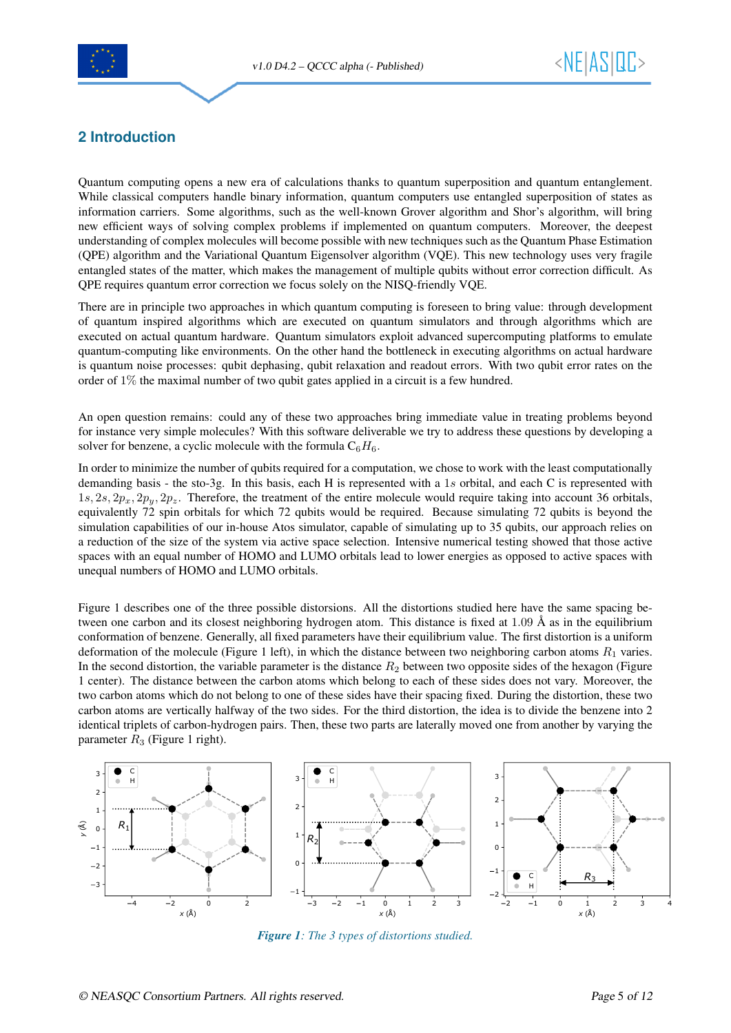## 2 Introduction

Quantum computing opens a new era of calculations thanks to quantum superposition and quantum entanglement. While classical computers handle binary information, quantum computers use entangled superposition of states as information carriers. Some algorithms, such as the well-known Grover algorithm and Shor's algorithm, will bring new efficient ways of solving complex problems if implemented on quantum computers. Moreover, the deepest understanding of complex molecules will become possible with new techniques such as the Quantum Phase Estimation (QPE) algorithm and the Variational Quantum Eigensolver algorithm (VQE). This new technology uses very fragile entangled states of the matter, which makes the management of multiple qubits without error correction difficult. As QPE requires quantum error correction we focus solely on the NISQ-friendly VQE.

There are in principle two approaches in which quantum computing is foreseen to bring value: through development of quantum inspired algorithms which are executed on quantum simulators and through algorithms which are executed on actual quantum hardware. Quantum simulators exploit advanced supercomputing platforms to emulate quantum-computing like environments. On the other hand the bottleneck in executing algorithms on actual hardware is quantum noise processes: qubit dephasing, qubit relaxation and readout errors. With two qubit error rates on the order of $1\%$ the maximal number of two qubit gates applied in a circuit is a few hundred.

An open question remains: could any of these two approaches bring immediate value in treating problems beyond for instance very simple molecules? With this software deliverable we try to address these questions by developing a solver for benzene, a cyclic molecule with the formula $C_6H_6$.

In order to minimize the number of qubits required for a computation, we chose to work with the least computationally demanding basis - the sto-3g. In this basis, each H is represented with a $1s$ orbital, and each C is represented with $1s, 2s, 2p_x, 2p_y, 2p_z$. Therefore, the treatment of the entire molecule would require taking into account 36 orbitals, equivalently 72 spin orbitals for which 72 qubits would be required. Because simulating 72 qubits is beyond the simulation capabilities of our in-house Atos simulator, capable of simulating up to 35 qubits, our approach relies on a reduction of the size of the system via active space selection. Intensive numerical testing showed that those active spaces with an equal number of HOMO and LUMO orbitals lead to lower energies as opposed to active spaces with unequal numbers of HOMO and LUMO orbitals.

Figure 1 describes one of the three possible distorsions. All the distortions studied here have the same spacing between one carbon and its closest neighboring hydrogen atom. This distance is fixed at 1.09 Å as in the equilibrium conformation of benzene. Generally, all fixed parameters have their equilibrium value. The first distortion is a uniform deformation of the molecule (Figure 1 left), in which the distance between two neighboring carbon atoms $R_1$ varies. In the second distortion, the variable parameter is the distance $R_2$ between two opposite sides of the hexagon (Figure 1 center). The distance between the carbon atoms which belong to each of these sides does not vary. Moreover, the two carbon atoms which do not belong to one of these sides have their spacing fixed. During the distortion, these two carbon atoms are vertically halfway of the two sides. For the third distortion, the idea is to divide the benzene into 2 identical triplets of carbon-hydrogen pairs. Then, these two parts are laterally moved one from another by varying the parameter $R_3$ (Figure 1 right).

*Figure 1: The 3 types of distortions studied.*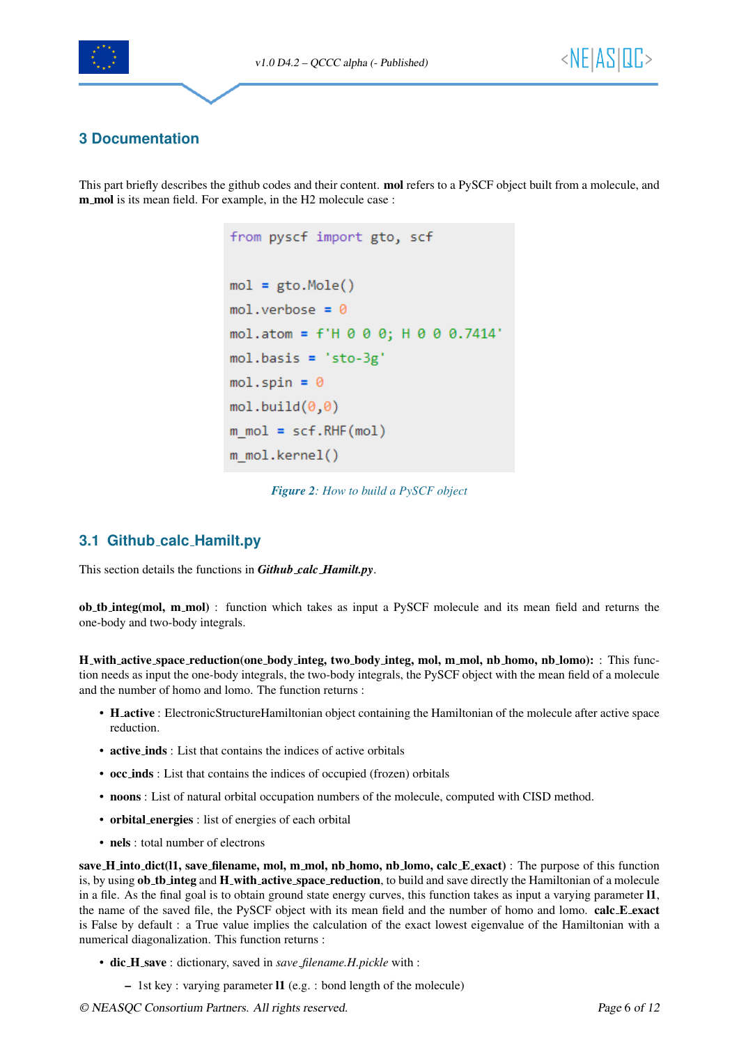## 3 Documentation

This part briefly describes the github codes and their content. **mol** refers to a PySCF object built from a molecule, and **m_mol** is its mean field. For example, in the H2 molecule case :

```
from pyscf import gto, scf

mol = gto.Mole()
mol.verbose = 0
mol.atom = f'H 0 0 0; H 0 0 0.7414'
mol.basis = 'sto-3g'
mol.spin = 0
mol.build(0,0)
m_mol = scf.RHF(mol)
m_mol.kernel()
```

***Figure 2***: *How to build a PySCF object*

### 3.1 Github_calc_Hamilt.py

This section details the functions in ***Github_calc_Hamilt.py***.

**ob_tb_integ(mol, m_mol)** : function which takes as input a PySCF molecule and its mean field and returns the one-body and two-body integrals.

**H_with_active_space_reduction(one_body_integ, two_body_integ, mol, m_mol, nb_homo, nb_lomo):** : This function needs as input the one-body integrals, the two-body integrals, the PySCF object with the mean field of a molecule and the number of homo and lomo. The function returns :

- **H_active** : ElectronicStructureHamiltonian object containing the Hamiltonian of the molecule after active space reduction.
- **active_inds** : List that contains the indices of active orbitals
- **occ_inds** : List that contains the indices of occupied (frozen) orbitals
- **noons** : List of natural orbital occupation numbers of the molecule, computed with CISD method.
- **orbital_energies** : list of energies of each orbital
- **nels** : total number of electrons

**save_H_into_dict(l1, save_filename, mol, m_mol, nb_homo, nb_lomo, calc_E_exact)** : The purpose of this function is, by using **ob_tb_integ** and **H_with_active_space_reduction**, to build and save directly the Hamiltonian of a molecule in a file. As the final goal is to obtain ground state energy curves, this function takes as input a varying parameter **l1**, the name of the saved file, the PySCF object with its mean field and the number of homo and lomo. **calc_E_exact** is False by default : a True value implies the calculation of the exact lowest eigenvalue of the Hamiltonian with a numerical diagonalization. This function returns :

- **dic_H_save** : dictionary, saved in *save_filename.H.pickle* with :
  - 1st key : varying parameter **l1** (e.g. : bond length of the molecule)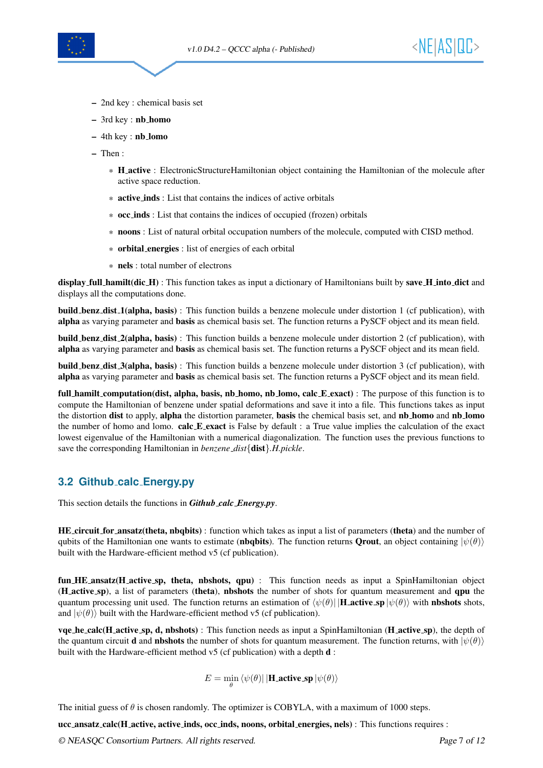- 2nd key : chemical basis set
- 3rd key : **nb_homo**
- 4th key : **nb_lomo**
- Then :
  * **H_active** : ElectronicStructureHamiltonian object containing the Hamiltonian of the molecule after active space reduction.
  * **active_inds** : List that contains the indices of active orbitals
  * **occ_inds** : List that contains the indices of occupied (frozen) orbitals
  * **noons** : List of natural orbital occupation numbers of the molecule, computed with CISD method.
  * **orbital_energies** : list of energies of each orbital
  * **nels** : total number of electrons

**display_full_hamilt(dic_H)** : This function takes as input a dictionary of Hamiltonians built by **save_H_into_dict** and displays all the computations done.

**build_benz_dist_1(alpha, basis)** : This function builds a benzene molecule under distortion 1 (cf publication), with **alpha** as varying parameter and **basis** as chemical basis set. The function returns a PySCF object and its mean field.

**build_benz_dist_2(alpha, basis)** : This function builds a benzene molecule under distortion 2 (cf publication), with **alpha** as varying parameter and **basis** as chemical basis set. The function returns a PySCF object and its mean field.

**build_benz_dist_3(alpha, basis)** : This function builds a benzene molecule under distortion 3 (cf publication), with **alpha** as varying parameter and **basis** as chemical basis set. The function returns a PySCF object and its mean field.

**full_hamilt_computation(dist, alpha, basis, nb_homo, nb_lomo, calc_E_exact)** : The purpose of this function is to compute the Hamiltonian of benzene under spatial deformations and save it into a file. This functions takes as input the distortion **dist** to apply, **alpha** the distortion parameter, **basis** the chemical basis set, and **nb_homo** and **nb_lomo** the number of homo and lomo. **calc_E_exact** is False by default : a True value implies the calculation of the exact lowest eigenvalue of the Hamiltonian with a numerical diagonalization. The function uses the previous functions to save the corresponding Hamiltonian in *benzene_dist*{**dist**}*.H.pickle*.

## 3.2 Github_calc_Energy.py

This section details the functions in ***Github_calc_Energy.py***.

**HE_circuit_for_ansatz(theta, nbqbits)** : function which takes as input a list of parameters (**theta**) and the number of qubits of the Hamiltonian one wants to estimate (**nbqbits**). The function returns **Qrout**, an object containing $|\psi(\theta)\rangle$ built with the Hardware-efficient method v5 (cf publication).

**fun_HE_ansatz(H_active_sp, theta, nbshots, qpu)** : This function needs as input a SpinHamiltonian object (**H_active_sp**), a list of parameters (**theta**), **nbshots** the number of shots for quantum measurement and **qpu** the quantum processing unit used. The function returns an estimation of $\langle\psi(\theta)|\,|\textbf{H\_active\_sp}\,|\psi(\theta)\rangle$ with **nbshots** shots, and $|\psi(\theta)\rangle$ built with the Hardware-efficient method v5 (cf publication).

**vqe_he_calc(H_active_sp, d, nbshots)** : This function needs as input a SpinHamiltonian (**H_active_sp**), the depth of the quantum circuit **d** and **nbshots** the number of shots for quantum measurement. The function returns, with $|\psi(\theta)\rangle$ built with the Hardware-efficient method v5 (cf publication) with a depth **d** :

$$E = \min_{\theta} \langle\psi(\theta)|\,|\textbf{H\_active\_sp}\,|\psi(\theta)\rangle$$

The initial guess of $\theta$ is chosen randomly. The optimizer is COBYLA, with a maximum of 1000 steps.

**ucc_ansatz_calc(H_active, active_inds, occ_inds, noons, orbital_energies, nels)** : This functions requires :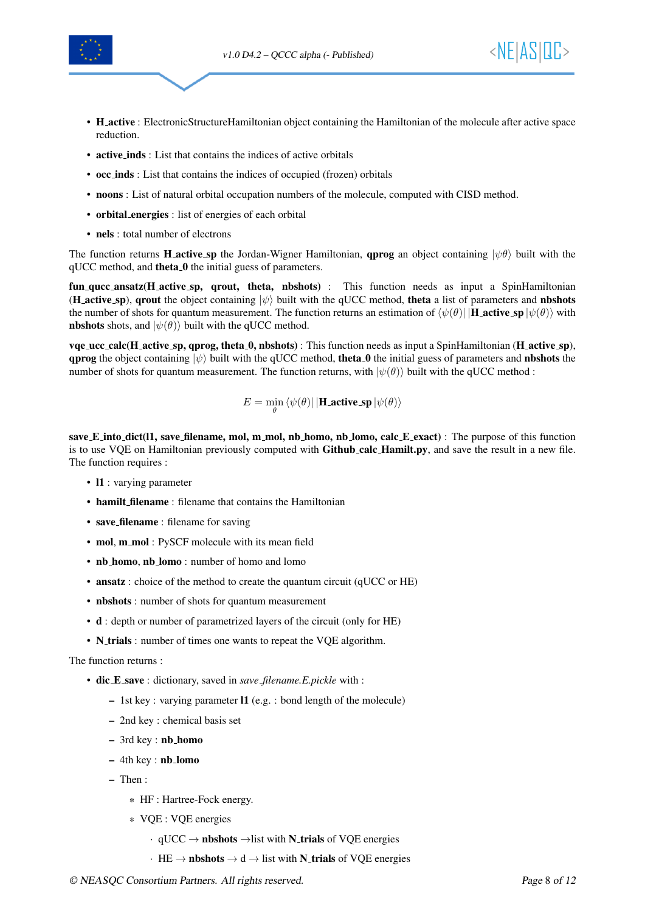- **H_active** : ElectronicStructureHamiltonian object containing the Hamiltonian of the molecule after active space reduction.
- **active_inds** : List that contains the indices of active orbitals
- **occ_inds** : List that contains the indices of occupied (frozen) orbitals
- **noons** : List of natural orbital occupation numbers of the molecule, computed with CISD method.
- **orbital_energies** : list of energies of each orbital
- **nels** : total number of electrons

The function returns **H_active_sp** the Jordan-Wigner Hamiltonian, **qprog** an object containing $|\psi\theta\rangle$ built with the qUCC method, and **theta_0** the initial guess of parameters.

**fun_qucc_ansatz(H_active_sp, qrout, theta, nbshots)** : This function needs as input a SpinHamiltonian (**H_active_sp**), **qrout** the object containing $|\psi\rangle$ built with the qUCC method, **theta** a list of parameters and **nbshots** the number of shots for quantum measurement. The function returns an estimation of $\langle\psi(\theta)|$ |**H_active_sp** $|\psi(\theta)\rangle$ with **nbshots** shots, and $|\psi(\theta)\rangle$ built with the qUCC method.

**vqe_ucc_calc(H_active_sp, qprog, theta_0, nbshots)** : This function needs as input a SpinHamiltonian (**H_active_sp**), **qprog** the object containing $|\psi\rangle$ built with the qUCC method, **theta_0** the initial guess of parameters and **nbshots** the number of shots for quantum measurement. The function returns, with $|\psi(\theta)\rangle$ built with the qUCC method :

$$E = \min_{\theta} \langle\psi(\theta)| \, |\textbf{H\_active\_sp} \, |\psi(\theta)\rangle$$

**save_E_into_dict(l1, save_filename, mol, m_mol, nb_homo, nb_lomo, calc_E_exact)** : The purpose of this function is to use VQE on Hamiltonian previously computed with **Github_calc_Hamilt.py**, and save the result in a new file. The function requires :

- **l1** : varying parameter
- **hamilt_filename** : filename that contains the Hamiltonian
- **save_filename** : filename for saving
- **mol**, **m_mol** : PySCF molecule with its mean field
- **nb_homo**, **nb_lomo** : number of homo and lomo
- **ansatz** : choice of the method to create the quantum circuit (qUCC or HE)
- **nbshots** : number of shots for quantum measurement
- **d** : depth or number of parametrized layers of the circuit (only for HE)
- **N_trials** : number of times one wants to repeat the VQE algorithm.

The function returns :

- **dic_E_save** : dictionary, saved in *save_filename.E.pickle* with :
  - 1st key : varying parameter **l1** (e.g. : bond length of the molecule)
  - 2nd key : chemical basis set
  - 3rd key : **nb_homo**
  - 4th key : **nb_lomo**
  - Then :
    - HF : Hartree-Fock energy.
    - VQE : VQE energies
      - qUCC → **nbshots** →list with **N_trials** of VQE energies
      - HE → **nbshots** → d → list with **N_trials** of VQE energies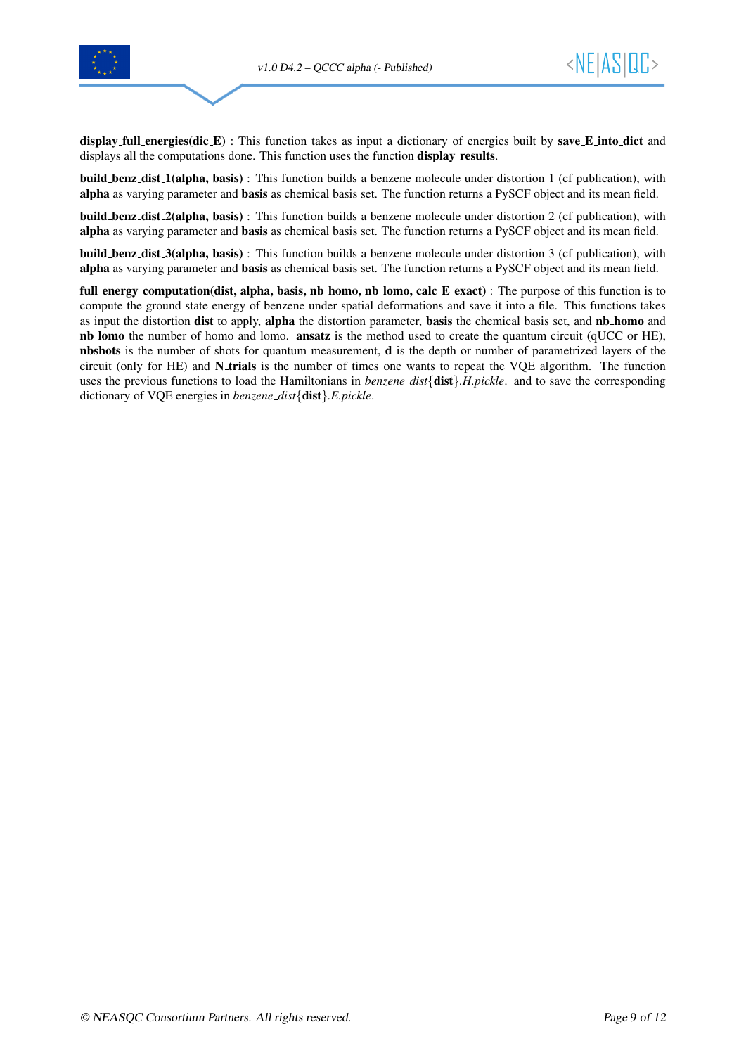**display_full_energies(dic_E)** : This function takes as input a dictionary of energies built by **save_E_into_dict** and displays all the computations done. This function uses the function **display_results**.

**build_benz_dist_1(alpha, basis)** : This function builds a benzene molecule under distortion 1 (cf publication), with **alpha** as varying parameter and **basis** as chemical basis set. The function returns a PySCF object and its mean field.

**build_benz_dist_2(alpha, basis)** : This function builds a benzene molecule under distortion 2 (cf publication), with **alpha** as varying parameter and **basis** as chemical basis set. The function returns a PySCF object and its mean field.

**build_benz_dist_3(alpha, basis)** : This function builds a benzene molecule under distortion 3 (cf publication), with **alpha** as varying parameter and **basis** as chemical basis set. The function returns a PySCF object and its mean field.

**full_energy_computation(dist, alpha, basis, nb_homo, nb_lomo, calc_E_exact)** : The purpose of this function is to compute the ground state energy of benzene under spatial deformations and save it into a file. This functions takes as input the distortion **dist** to apply, **alpha** the distortion parameter, **basis** the chemical basis set, and **nb_homo** and **nb_lomo** the number of homo and lomo. **ansatz** is the method used to create the quantum circuit (qUCC or HE), **nbshots** is the number of shots for quantum measurement, **d** is the depth or number of parametrized layers of the circuit (only for HE) and **N_trials** is the number of times one wants to repeat the VQE algorithm. The function uses the previous functions to load the Hamiltonians in *benzene_dist*{**dist**}*.H.pickle*. and to save the corresponding dictionary of VQE energies in *benzene_dist*{**dist**}*.E.pickle*.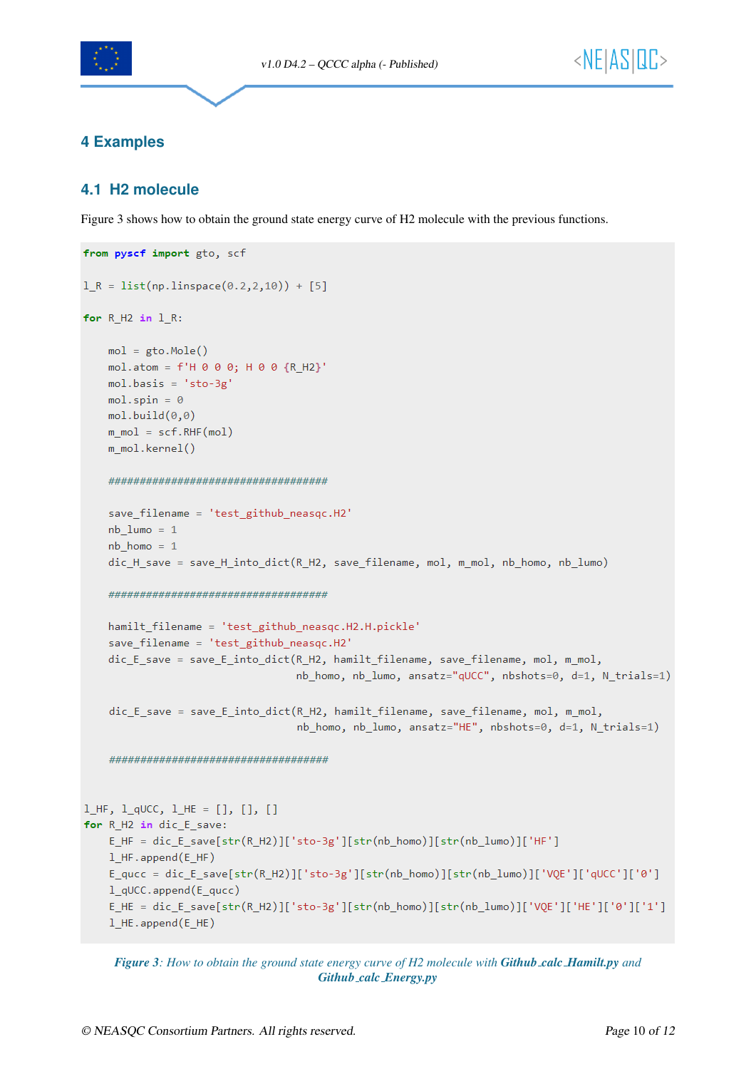# 4 Examples

## 4.1 H2 molecule

Figure 3 shows how to obtain the ground state energy curve of H2 molecule with the previous functions.

```
from pyscf import gto, scf

l_R = list(np.linspace(0.2,2,10)) + [5]

for R_H2 in l_R:

    mol = gto.Mole()
    mol.atom = f'H 0 0 0; H 0 0 {R_H2}'
    mol.basis = 'sto-3g'
    mol.spin = 0
    mol.build(0,0)
    m_mol = scf.RHF(mol)
    m_mol.kernel()

    ###################################

    save_filename = 'test_github_neasqc.H2'
    nb_lumo = 1
    nb_homo = 1
    dic_H_save = save_H_into_dict(R_H2, save_filename, mol, m_mol, nb_homo, nb_lumo)

    ###################################

    hamilt_filename = 'test_github_neasqc.H2.H.pickle'
    save_filename = 'test_github_neasqc.H2'
    dic_E_save = save_E_into_dict(R_H2, hamilt_filename, save_filename, mol, m_mol,
                                  nb_homo, nb_lumo, ansatz="qUCC", nbshots=0, d=1, N_trials=1)

    dic_E_save = save_E_into_dict(R_H2, hamilt_filename, save_filename, mol, m_mol,
                                  nb_homo, nb_lumo, ansatz="HE", nbshots=0, d=1, N_trials=1)

    ###################################


l_HF, l_qUCC, l_HE = [], [], []
for R_H2 in dic_E_save:
    E_HF = dic_E_save[str(R_H2)]['sto-3g'][str(nb_homo)][str(nb_lumo)]['HF']
    l_HF.append(E_HF)
    E_qucc = dic_E_save[str(R_H2)]['sto-3g'][str(nb_homo)][str(nb_lumo)]['VQE']['qUCC']['0']
    l_qUCC.append(E_qucc)
    E_HE = dic_E_save[str(R_H2)]['sto-3g'][str(nb_homo)][str(nb_lumo)]['VQE']['HE']['0']['1']
    l_HE.append(E_HE)
```

*Figure 3: How to obtain the ground state energy curve of H2 molecule with **Github_calc_Hamilt.py** and **Github_calc_Energy.py***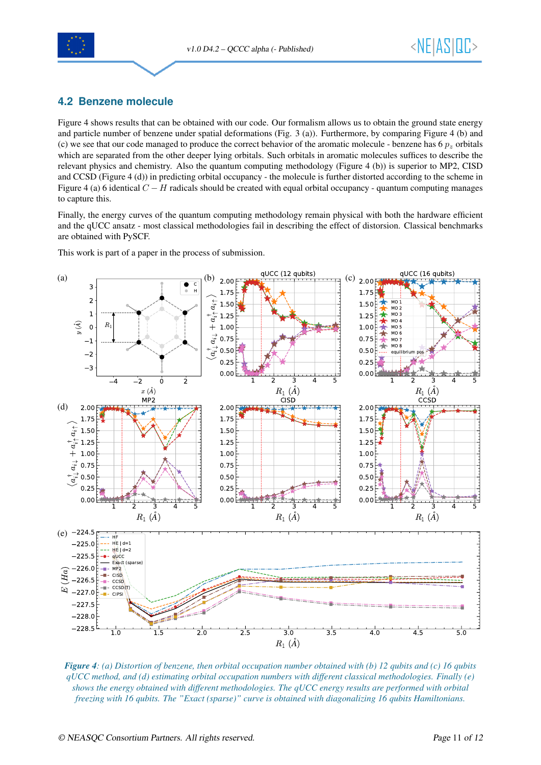## 4.2 Benzene molecule

Figure 4 shows results that can be obtained with our code. Our formalism allows us to obtain the ground state energy and particle number of benzene under spatial deformations (Fig. 3 (a)). Furthermore, by comparing Figure 4 (b) and (c) we see that our code managed to produce the correct behavior of the aromatic molecule - benzene has 6 $p_z$ orbitals which are separated from the other deeper lying orbitals. Such orbitals in aromatic molecules suffices to describe the relevant physics and chemistry. Also the quantum computing methodology (Figure 4 (b)) is superior to MP2, CISD and CCSD (Figure 4 (d)) in predicting orbital occupancy - the molecule is further distorted according to the scheme in Figure 4 (a) 6 identical $C-H$ radicals should be created with equal orbital occupancy - quantum computing manages to capture this.

Finally, the energy curves of the quantum computing methodology remain physical with both the hardware efficient and the qUCC ansatz - most classical methodologies fail in describing the effect of distorsion. Classical benchmarks are obtained with PySCF.

This work is part of a paper in the process of submission.

*Figure 4: (a) Distortion of benzene, then orbital occupation number obtained with (b) 12 qubits and (c) 16 qubits qUCC method, and (d) estimating orbital occupation numbers with different classical methodologies. Finally (e) shows the energy obtained with different methodologies. The qUCC energy results are performed with orbital freezing with 16 qubits. The "Exact (sparse)" curve is obtained with diagonalizing 16 qubits Hamiltonians.*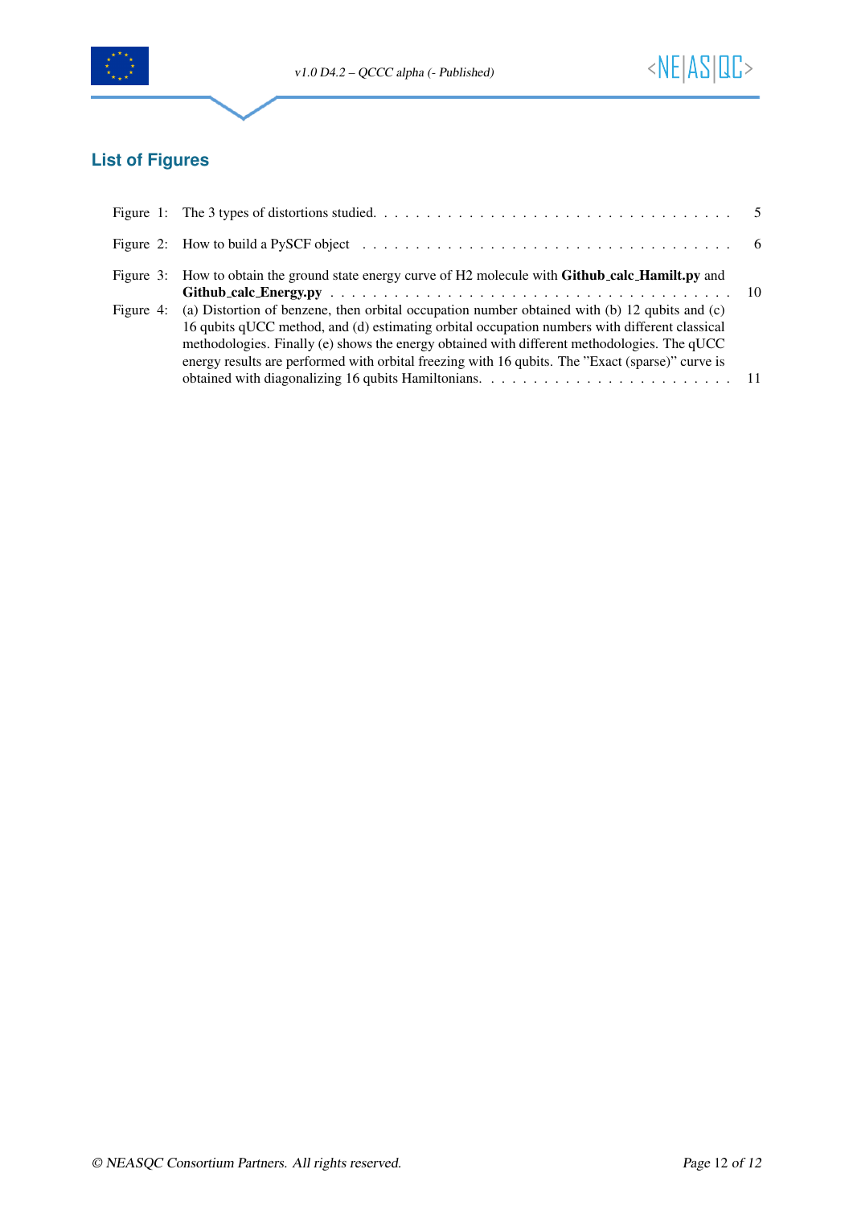## List of Figures

Figure 1: The 3 types of distortions studied. . . . . . . . . . . . . . . . . . . . . . . . . . . . . . . 5

Figure 2: How to build a PySCF object . . . . . . . . . . . . . . . . . . . . . . . . . . . . . . . 6

Figure 3: How to obtain the ground state energy curve of H2 molecule with **Github_calc_Hamilt.py** and **Github_calc_Energy.py** . . . . . . . . . . . . . . . . . . . . . . . . . . . . . . . 10

Figure 4: (a) Distortion of benzene, then orbital occupation number obtained with (b) 12 qubits and (c) 16 qubits qUCC method, and (d) estimating orbital occupation numbers with different classical methodologies. Finally (e) shows the energy obtained with different methodologies. The qUCC energy results are performed with orbital freezing with 16 qubits. The "Exact (sparse)" curve is obtained with diagonalizing 16 qubits Hamiltonians. . . . . . . . . . . . . . . . . . . . . . . . 11